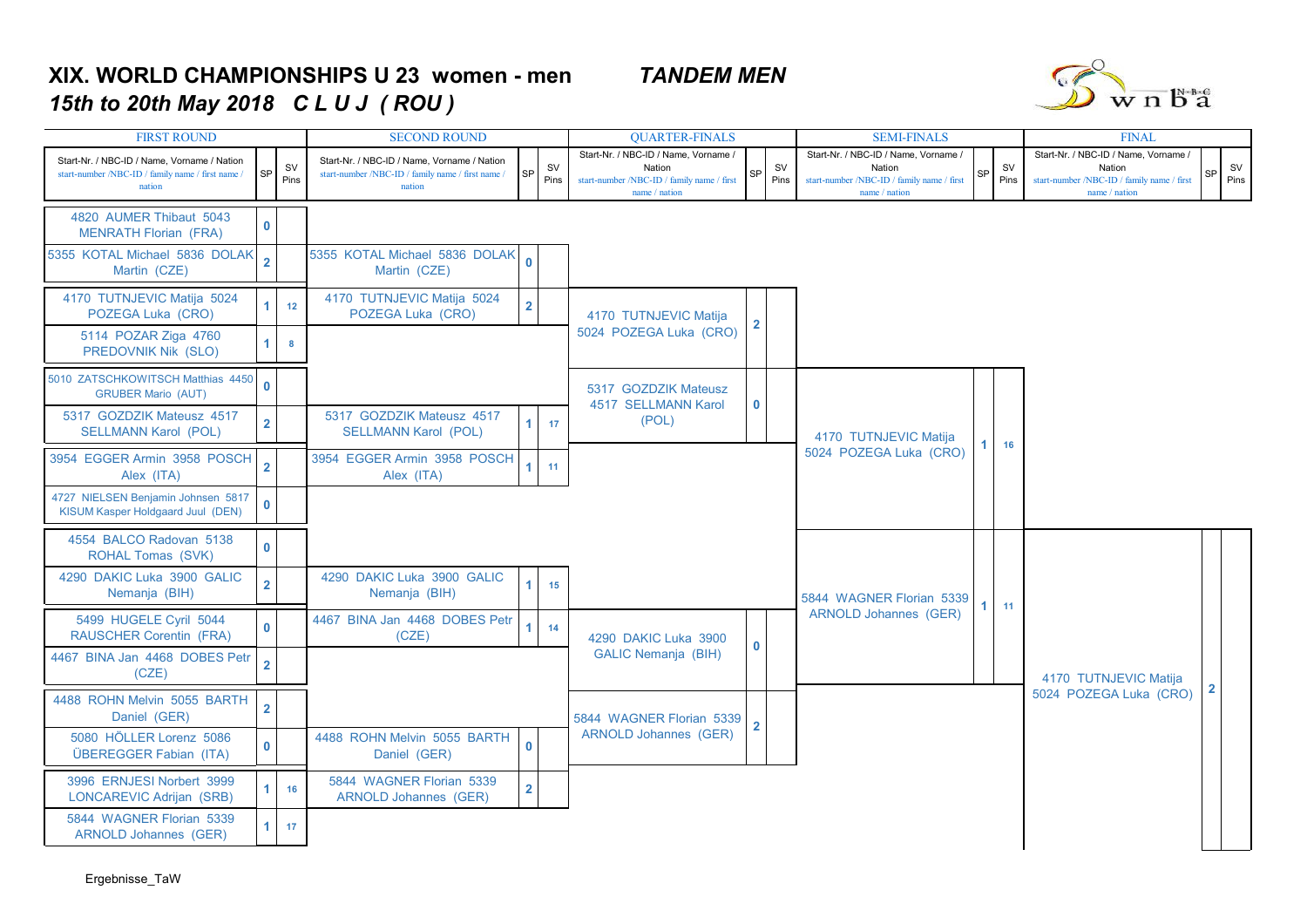# XIX. WORLD CHAMPIONSHIPS U 23 women - men *TANDEM MEN*

## *15th to 20th May 2018 C L U J ( ROU )*

wnba

### FIRST ROUND

| Start-Nr. / NBC-ID / Name, Vorname / Nation | SP | SV Pins |
|---|---|---|
| 4820 AUMER Thibaut 5043 MENRATH Florian (FRA) | 0 | |
| 5355 KOTAL Michael 5836 DOLAK Martin (CZE) | 2 | |
| 4170 TUTNJEVIC Matija 5024 POZEGA Luka (CRO) | 1 | 12 |
| 5114 POZAR Ziga 4760 PREDOVNIK Nik (SLO) | 1 | 8 |
| 5010 ZATSCHKOWITSCH Matthias 4450 GRUBER Mario (AUT) | 0 | |
| 5317 GOZDZIK Mateusz 4517 SELLMANN Karol (POL) | 2 | |
| 3954 EGGER Armin 3958 POSCH Alex (ITA) | 2 | |
| 4727 NIELSEN Benjamin Johnsen 5817 KISUM Kasper Holdgaard Juul (DEN) | 0 | |
| 4554 BALCO Radovan 5138 ROHAL Tomas (SVK) | 0 | |
| 4290 DAKIC Luka 3900 GALIC Nemanja (BIH) | 2 | |
| 5499 HUGELE Cyril 5044 RAUSCHER Corentin (FRA) | 0 | |
| 4467 BINA Jan 4468 DOBES Petr (CZE) | 2 | |
| 4488 ROHN Melvin 5055 BARTH Daniel (GER) | 2 | |
| 5080 HÖLLER Lorenz 5086 ÜBEREGGER Fabian (ITA) | 0 | |
| 3996 ERNJESI Norbert 3999 LONCAREVIC Adrijan (SRB) | 1 | 16 |
| 5844 WAGNER Florian 5339 ARNOLD Johannes (GER) | 1 | 17 |

### SECOND ROUND

| Start-Nr. / NBC-ID / Name, Vorname / Nation | SP | SV Pins |
|---|---|---|
| 5355 KOTAL Michael 5836 DOLAK Martin (CZE) | 0 | |
| 4170 TUTNJEVIC Matija 5024 POZEGA Luka (CRO) | 2 | |
| 5317 GOZDZIK Mateusz 4517 SELLMANN Karol (POL) | 1 | 17 |
| 3954 EGGER Armin 3958 POSCH Alex (ITA) | 1 | 11 |
| 4290 DAKIC Luka 3900 GALIC Nemanja (BIH) | 1 | 15 |
| 4467 BINA Jan 4468 DOBES Petr (CZE) | 1 | 14 |
| 4488 ROHN Melvin 5055 BARTH Daniel (GER) | 0 | |
| 5844 WAGNER Florian 5339 ARNOLD Johannes (GER) | 2 | |

### QUARTER-FINALS

| Start-Nr. / NBC-ID / Name, Vorname / Nation | SP | SV Pins |
|---|---|---|
| 4170 TUTNJEVIC Matija 5024 POZEGA Luka (CRO) | 2 | |
| 5317 GOZDZIK Mateusz 4517 SELLMANN Karol (POL) | 0 | |
| 4290 DAKIC Luka 3900 GALIC Nemanja (BIH) | 0 | |
| 5844 WAGNER Florian 5339 ARNOLD Johannes (GER) | 2 | |

### SEMI-FINALS

| Start-Nr. / NBC-ID / Name, Vorname / Nation | SP | SV Pins |
|---|---|---|
| 4170 TUTNJEVIC Matija 5024 POZEGA Luka (CRO) | 1 | 16 |
| 5844 WAGNER Florian 5339 ARNOLD Johannes (GER) | 1 | 11 |

### FINAL

| Start-Nr. / NBC-ID / Name, Vorname / Nation | SP | SV Pins |
|---|---|---|
| 4170 TUTNJEVIC Matija 5024 POZEGA Luka (CRO) | 2 | |

Ergebnisse_TaW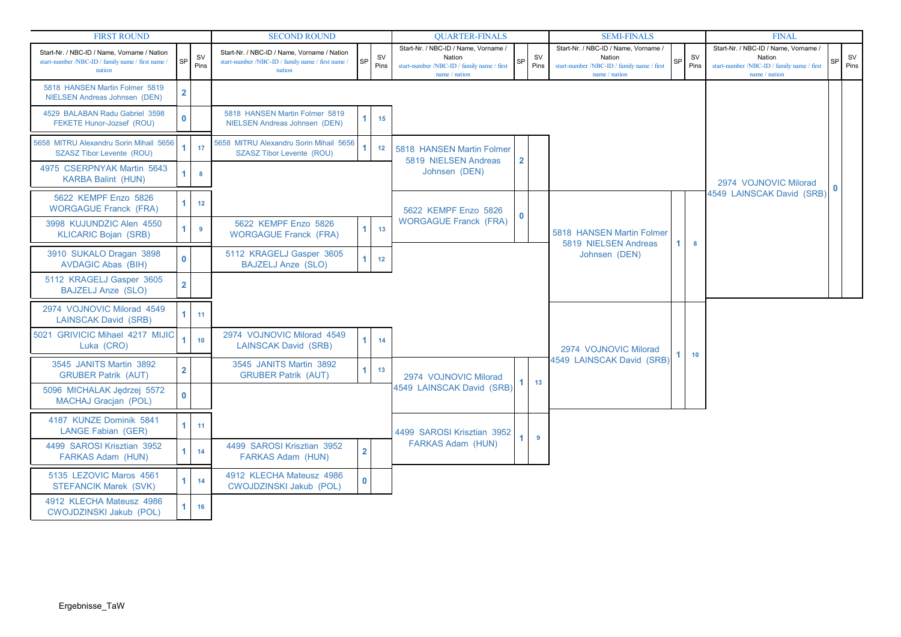| FIRST ROUND | | | SECOND ROUND | | | QUARTER-FINALS | | | SEMI-FINALS | | | FINAL | | |
|---|---|---|---|---|---|---|---|---|---|---|---|---|---|---|
| Start-Nr. / NBC-ID / Name, Vorname / Nation start-number /NBC-ID / family name / first name / nation | SP | SV Pins | Start-Nr. / NBC-ID / Name, Vorname / Nation start-number /NBC-ID / family name / first name / nation | SP | SV Pins | Start-Nr. / NBC-ID / Name, Vorname / Nation start-number /NBC-ID / family name / first name / nation | SP | SV Pins | Start-Nr. / NBC-ID / Name, Vorname / Nation start-number /NBC-ID / family name / first name / nation | SP | SV Pins | Start-Nr. / NBC-ID / Name, Vorname / Nation start-number /NBC-ID / family name / first name / nation | SP | SV Pins |
| 5818 HANSEN Martin Folmer 5819 NIELSEN Andreas Johnsen (DEN) | 2 | | 5818 HANSEN Martin Folmer 5819 NIELSEN Andreas Johnsen (DEN) | 1 | 15 | 5818 HANSEN Martin Folmer 5819 NIELSEN Andreas Johnsen (DEN) | 2 | | 5818 HANSEN Martin Folmer 5819 NIELSEN Andreas Johnsen (DEN) | 1 | 8 | 2974 VOJNOVIC Milorad 4549 LAINSCAK David (SRB) | 0 | |
| 4529 BALABAN Radu Gabriel 3598 FEKETE Hunor-Jozsef (ROU) | 0 | | 5658 MITRU Alexandru Sorin Mihail 5656 SZASZ Tibor Levente (ROU) | 1 | 12 | 5622 KEMPF Enzo 5826 WORGAGUE Franck (FRA) | 0 | | 2974 VOJNOVIC Milorad 4549 LAINSCAK David (SRB) | 1 | 10 | | | |
| 5658 MITRU Alexandru Sorin Mihail 5656 SZASZ Tibor Levente (ROU) | 1 | 17 | 5622 KEMPF Enzo 5826 WORGAGUE Franck (FRA) | 1 | 13 | 2974 VOJNOVIC Milorad 4549 LAINSCAK David (SRB) | 1 | 13 | | | | | | |
| 4975 CSERPNYAK Martin 5643 KARBA Balint (HUN) | 1 | 8 | 5112 KRAGELJ Gasper 3605 BAJZELJ Anze (SLO) | 1 | 12 | 4499 SAROSI Krisztian 3952 FARKAS Adam (HUN) | 1 | 9 | | | | | | |
| 5622 KEMPF Enzo 5826 WORGAGUE Franck (FRA) | 1 | 12 | 2974 VOJNOVIC Milorad 4549 LAINSCAK David (SRB) | 1 | 14 | | | | | | | | | |
| 3998 KUJUNDZIC Alen 4550 KLICARIC Bojan (SRB) | 1 | 9 | 3545 JANITS Martin 3892 GRUBER Patrik (AUT) | 1 | 13 | | | | | | | | | |
| 3910 SUKALO Dragan 3898 AVDAGIC Abas (BIH) | 0 | | 4499 SAROSI Krisztian 3952 FARKAS Adam (HUN) | 2 | | | | | | | | | | |
| 5112 KRAGELJ Gasper 3605 BAJZELJ Anze (SLO) | 2 | | 4912 KLECHA Mateusz 4986 CWOJDZINSKI Jakub (POL) | 0 | | | | | | | | | | |
| 2974 VOJNOVIC Milorad 4549 LAINSCAK David (SRB) | 1 | 11 | | | | | | | | | | | | |
| 5021 GRIVICIC Mihael 4217 MIJIC Luka (CRO) | 1 | 10 | | | | | | | | | | | | |
| 3545 JANITS Martin 3892 GRUBER Patrik (AUT) | 2 | | | | | | | | | | | | | |
| 5096 MICHALAK Jędrzej 5572 MACHAJ Gracjan (POL) | 0 | | | | | | | | | | | | | |
| 4187 KUNZE Dominik 5841 LANGE Fabian (GER) | 1 | 11 | | | | | | | | | | | | |
| 4499 SAROSI Krisztian 3952 FARKAS Adam (HUN) | 1 | 14 | | | | | | | | | | | | |
| 5135 LEZOVIC Maros 4561 STEFANCIK Marek (SVK) | 1 | 14 | | | | | | | | | | | | |
| 4912 KLECHA Mateusz 4986 CWOJDZINSKI Jakub (POL) | 1 | 16 | | | | | | | | | | | | |

Ergebnisse_TaW